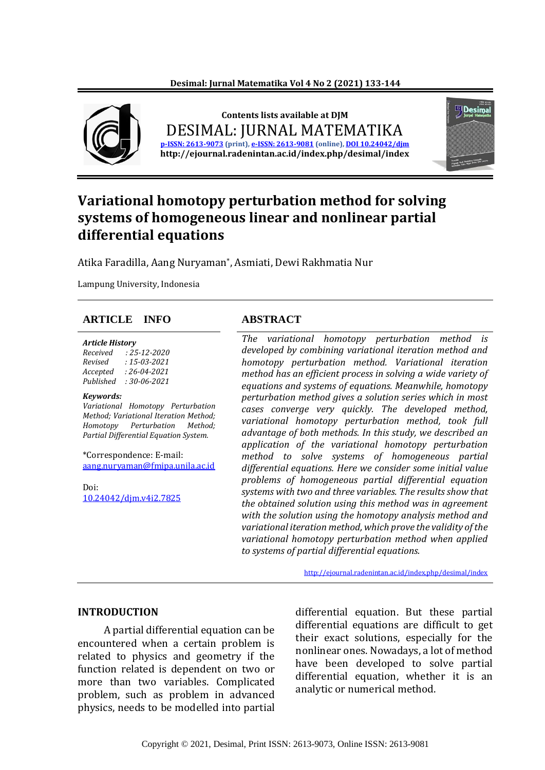Contents lists available at DJM

DESIMAL: JURNAL MATEMATIKA

p-ISSN: 2613-9073 (print), e-ISSN: 2613-9081 (online), DOI 10.24042/djm

http://ejournal.radenintan.ac.id/index.php/desimal/index

# Variational homotopy perturbation method for solving systems of homogeneous linear and nonlinear partial differential equations

Atika Faradilla, Aang Nuryaman*, Asmiati, Dewi Rakhmatia Nur

Lampung University, Indonesia

## ARTICLE INFO

***Article History***

*Received : 25-12-2020*
*Revised : 15-03-2021*
*Accepted : 26-04-2021*
*Published : 30-06-2021*

***Keywords:***

*Variational Homotopy Perturbation Method; Variational Iteration Method; Homotopy Perturbation Method; Partial Differential Equation System.*

*Correspondence: E-mail: aang.nuryaman@fmipa.unila.ac.id

Doi: 10.24042/djm.v4i2.7825

## ABSTRACT

*The variational homotopy perturbation method is developed by combining variational iteration method and homotopy perturbation method. Variational iteration method has an efficient process in solving a wide variety of equations and systems of equations. Meanwhile, homotopy perturbation method gives a solution series which in most cases converge very quickly. The developed method, variational homotopy perturbation method, took full advantage of both methods. In this study, we described an application of the variational homotopy perturbation method to solve systems of homogeneous partial differential equations. Here we consider some initial value problems of homogeneous partial differential equation systems with two and three variables. The results show that the obtained solution using this method was in agreement with the solution using the homotopy analysis method and variational iteration method, which prove the validity of the variational homotopy perturbation method when applied to systems of partial differential equations.*

http://ejournal.radenintan.ac.id/index.php/desimal/index

## INTRODUCTION

A partial differential equation can be encountered when a certain problem is related to physics and geometry if the function related is dependent on two or more than two variables. Complicated problem, such as problem in advanced physics, needs to be modelled into partial differential equation. But these partial differential equations are difficult to get their exact solutions, especially for the nonlinear ones. Nowadays, a lot of method have been developed to solve partial differential equation, whether it is an analytic or numerical method.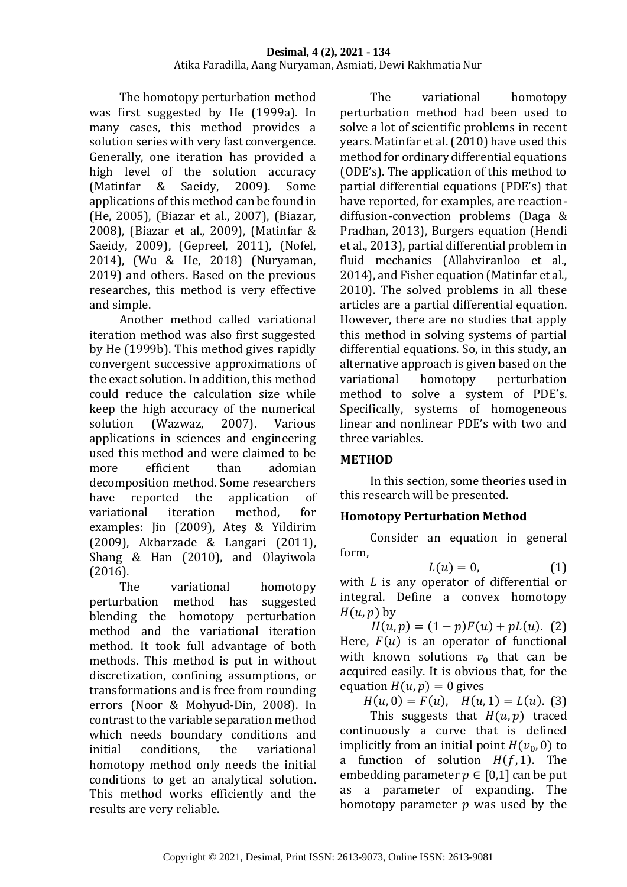The homotopy perturbation method was first suggested by He (1999a). In many cases, this method provides a solution series with very fast convergence. Generally, one iteration has provided a high level of the solution accuracy (Matinfar & Saeidy, 2009). Some applications of this method can be found in (He, 2005), (Biazar et al., 2007), (Biazar, 2008), (Biazar et al., 2009), (Matinfar & Saeidy, 2009), (Gepreel, 2011), (Nofel, 2014), (Wu & He, 2018) (Nuryaman, 2019) and others. Based on the previous researches, this method is very effective and simple.

Another method called variational iteration method was also first suggested by He (1999b). This method gives rapidly convergent successive approximations of the exact solution. In addition, this method could reduce the calculation size while keep the high accuracy of the numerical solution (Wazwaz, 2007). Various applications in sciences and engineering used this method and were claimed to be more efficient than adomian decomposition method. Some researchers have reported the application of variational iteration method, for examples: Jin (2009), Ateş & Yildirim (2009), Akbarzade & Langari (2011), Shang & Han (2010), and Olayiwola (2016).

The variational homotopy perturbation method has suggested blending the homotopy perturbation method and the variational iteration method. It took full advantage of both methods. This method is put in without discretization, confining assumptions, or transformations and is free from rounding errors (Noor & Mohyud-Din, 2008). In contrast to the variable separation method which needs boundary conditions and initial conditions, the variational homotopy method only needs the initial conditions to get an analytical solution. This method works efficiently and the results are very reliable.

The variational homotopy perturbation method had been used to solve a lot of scientific problems in recent years. Matinfar et al. (2010) have used this method for ordinary differential equations (ODE's). The application of this method to partial differential equations (PDE's) that have reported, for examples, are reaction-diffusion-convection problems (Daga & Pradhan, 2013), Burgers equation (Hendi et al., 2013), partial differential problem in fluid mechanics (Allahviranloo et al., 2014), and Fisher equation (Matinfar et al., 2010). The solved problems in all these articles are a partial differential equation. However, there are no studies that apply this method in solving systems of partial differential equations. So, in this study, an alternative approach is given based on the variational homotopy perturbation method to solve a system of PDE's. Specifically, systems of homogeneous linear and nonlinear PDE's with two and three variables.

## METHOD

In this section, some theories used in this research will be presented.

### Homotopy Perturbation Method

Consider an equation in general form,

$$L(u) = 0, \tag{1}$$

with $L$ is any operator of differential or integral. Define a convex homotopy $H(u, p)$ by

$$H(u, p) = (1 - p)F(u) + pL(u). \tag{2}$$

Here, $F(u)$ is an operator of functional with known solutions $v_0$ that can be acquired easily. It is obvious that, for the equation $H(u, p) = 0$ gives

$$H(u, 0) = F(u), \quad H(u, 1) = L(u). \tag{3}$$

This suggests that $H(u, p)$ traced continuously a curve that is defined implicitly from an initial point $H(v_0, 0)$ to a function of solution $H(f, 1)$. The embedding parameter $p \in [0,1]$ can be put as a parameter of expanding. The homotopy parameter $p$ was used by the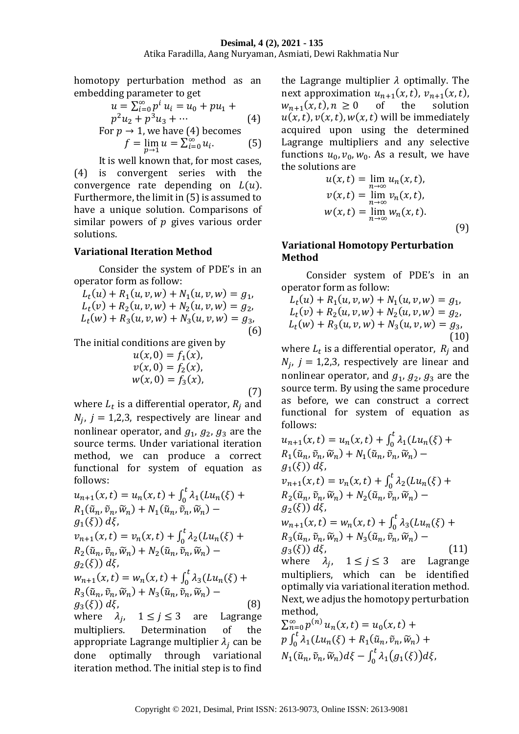homotopy perturbation method as an embedding parameter to get

$$u = \sum_{i=0}^{\infty} p^i u_i = u_0 + pu_1 + p^2 u_2 + p^3 u_3 + \cdots \quad (4)$$

For $p \to 1$, we have (4) becomes

$$f = \lim_{p \to 1} u = \sum_{i=0}^{\infty} u_i. \quad (5)$$

It is well known that, for most cases, (4) is convergent series with the convergence rate depending on $L(u)$. Furthermore, the limit in (5) is assumed to have a unique solution. Comparisons of similar powers of $p$ gives various order solutions.

### Variational Iteration Method

Consider the system of PDE's in an operator form as follow:

$$\begin{aligned} L_t(u) + R_1(u,v,w) + N_1(u,v,w) &= g_1, \\ L_t(v) + R_2(u,v,w) + N_2(u,v,w) &= g_2, \\ L_t(w) + R_3(u,v,w) + N_3(u,v,w) &= g_3, \end{aligned} \quad (6)$$

The initial conditions are given by

$$\begin{aligned} u(x,0) &= f_1(x), \\ v(x,0) &= f_2(x), \\ w(x,0) &= f_3(x), \end{aligned} \quad (7)$$

where $L_t$ is a differential operator, $R_j$ and $N_j$, $j = 1,2,3$, respectively are linear and nonlinear operator, and $g_1$, $g_2$, $g_3$ are the source terms. Under variational iteration method, we can produce a correct functional for system of equation as follows:

$$\begin{aligned} u_{n+1}(x,t) &= u_n(x,t) + \int_0^t \lambda_1 (Lu_n(\xi) + R_1(\tilde{u}_n, \tilde{v}_n, \widetilde{w}_n) + N_1(\tilde{u}_n, \tilde{v}_n, \widetilde{w}_n) - g_1(\xi))\, d\xi, \\ v_{n+1}(x,t) &= v_n(x,t) + \int_0^t \lambda_2 (Lu_n(\xi) + R_2(\tilde{u}_n, \tilde{v}_n, \widetilde{w}_n) + N_2(\tilde{u}_n, \tilde{v}_n, \widetilde{w}_n) - g_2(\xi))\, d\xi, \\ w_{n+1}(x,t) &= w_n(x,t) + \int_0^t \lambda_3 (Lu_n(\xi) + R_3(\tilde{u}_n, \tilde{v}_n, \widetilde{w}_n) + N_3(\tilde{u}_n, \tilde{v}_n, \widetilde{w}_n) - g_3(\xi))\, d\xi, \end{aligned} \quad (8)$$

where $\lambda_j$, $1 \le j \le 3$ are Lagrange multipliers. Determination of the appropriate Lagrange multiplier $\lambda_j$ can be done optimally through variational iteration method. The initial step is to find the Lagrange multiplier $\lambda$ optimally. The next approximation $u_{n+1}(x,t)$, $v_{n+1}(x,t)$, $w_{n+1}(x,t), n \ge 0$ of the solution $u(x,t), v(x,t), w(x,t)$ will be immediately acquired upon using the determined Lagrange multipliers and any selective functions $u_0, v_0, w_0$. As a result, we have the solutions are

$$\begin{aligned} u(x,t) &= \lim_{n \to \infty} u_n(x,t), \\ v(x,t) &= \lim_{n \to \infty} v_n(x,t), \\ w(x,t) &= \lim_{n \to \infty} w_n(x,t). \end{aligned} \quad (9)$$

### Variational Homotopy Perturbation Method

Consider system of PDE's in an operator form as follow:

$$\begin{aligned} L_t(u) + R_1(u,v,w) + N_1(u,v,w) &= g_1, \\ L_t(v) + R_2(u,v,w) + N_2(u,v,w) &= g_2, \\ L_t(w) + R_3(u,v,w) + N_3(u,v,w) &= g_3, \end{aligned} \quad (10)$$

where $L_t$ is a differential operator, $R_j$ and $N_j$, $j = 1,2,3$, respectively are linear and nonlinear operator, and $g_1$, $g_2$, $g_3$ are the source term. By using the same procedure as before, we can construct a correct functional for system of equation as follows:

$$\begin{aligned} u_{n+1}(x,t) &= u_n(x,t) + \int_0^t \lambda_1 (Lu_n(\xi) + R_1(\tilde{u}_n, \tilde{v}_n, \widetilde{w}_n) + N_1(\tilde{u}_n, \tilde{v}_n, \widetilde{w}_n) - g_1(\xi))\, d\xi, \\ v_{n+1}(x,t) &= v_n(x,t) + \int_0^t \lambda_2 (Lu_n(\xi) + R_2(\tilde{u}_n, \tilde{v}_n, \widetilde{w}_n) + N_2(\tilde{u}_n, \tilde{v}_n, \widetilde{w}_n) - g_2(\xi))\, d\xi, \\ w_{n+1}(x,t) &= w_n(x,t) + \int_0^t \lambda_3 (Lu_n(\xi) + R_3(\tilde{u}_n, \tilde{v}_n, \widetilde{w}_n) + N_3(\tilde{u}_n, \tilde{v}_n, \widetilde{w}_n) - g_3(\xi))\, d\xi, \end{aligned} \quad (11)$$

where $\lambda_j$, $1 \le j \le 3$ are Lagrange multipliers, which can be identified optimally via variational iteration method. Next, we adjus the homotopy perturbation method,

$$\sum_{n=0}^{\infty} p^{(n)} u_n(x,t) = u_0(x,t) + p \int_0^t \lambda_1 (Lu_n(\xi) + R_1(\tilde{u}_n, \tilde{v}_n, \widetilde{w}_n) + N_1(\tilde{u}_n, \tilde{v}_n, \widetilde{w}_n) d\xi - \int_0^t \lambda_1 \big(g_1(\xi)\big) d\xi,$$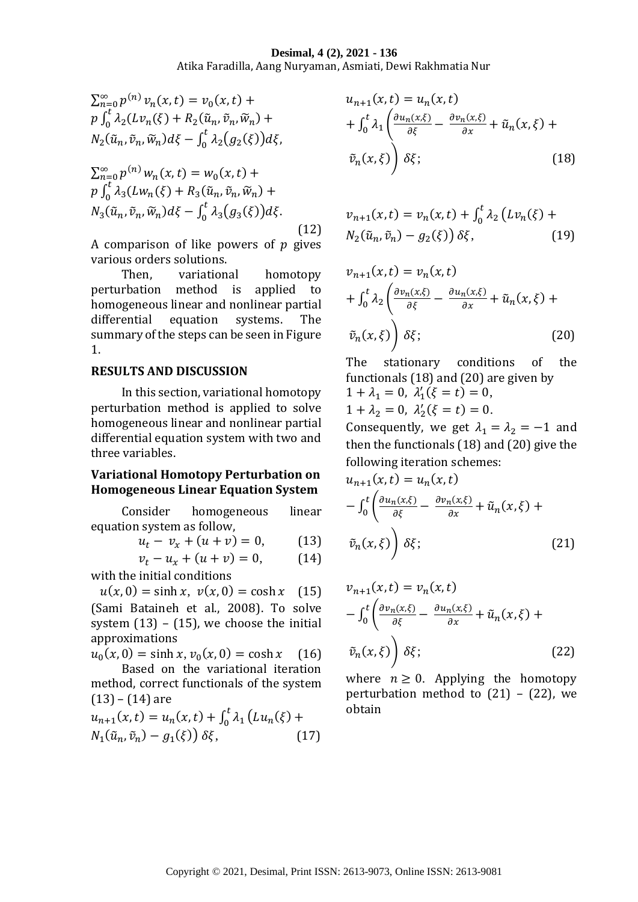$$\sum_{n=0}^{\infty} p^{(n)} v_n(x,t) = v_0(x,t) + p\int_0^t \lambda_2 (Lv_n(\xi) + R_2(\tilde{u}_n, \tilde{v}_n, \widetilde{w}_n) + N_2(\tilde{u}_n, \tilde{v}_n, \widetilde{w}_n) d\xi - \int_0^t \lambda_2 \big(g_2(\xi)\big) d\xi,$$

$$\sum_{n=0}^{\infty} p^{(n)} w_n(x,t) = w_0(x,t) + p\int_0^t \lambda_3 (Lw_n(\xi) + R_3(\tilde{u}_n, \tilde{v}_n, \widetilde{w}_n) + N_3(\tilde{u}_n, \tilde{v}_n, \widetilde{w}_n) d\xi - \int_0^t \lambda_3 \big(g_3(\xi)\big) d\xi. \quad (12)$$

A comparison of like powers of $p$ gives various orders solutions.

Then, variational homotopy perturbation method is applied to homogeneous linear and nonlinear partial differential equation systems. The summary of the steps can be seen in Figure 1.

## RESULTS AND DISCUSSION

In this section, variational homotopy perturbation method is applied to solve homogeneous linear and nonlinear partial differential equation system with two and three variables.

### Variational Homotopy Perturbation on Homogeneous Linear Equation System

Consider homogeneous linear equation system as follow,

$$u_t - v_x + (u+v) = 0, \quad (13)$$

$$v_t - u_x + (u+v) = 0, \quad (14)$$

with the initial conditions

$$u(x,0) = \sinh x, \;\; v(x,0) = \cosh x \quad (15)$$

(Sami Bataineh et al., 2008). To solve system (13) – (15), we choose the initial approximations

$$u_0(x,0) = \sinh x, \; v_0(x,0) = \cosh x \quad (16)$$

Based on the variational iteration method, correct functionals of the system (13) – (14) are

$$u_{n+1}(x,t) = u_n(x,t) + \int_0^t \lambda_1 \big(Lu_n(\xi) + N_1(\tilde{u}_n, \tilde{v}_n) - g_1(\xi)\big)\, \delta\xi, \quad (17)$$

$$u_{n+1}(x,t) = u_n(x,t) + \int_0^t \lambda_1 \left(\frac{\partial u_n(x,\xi)}{\partial \xi} - \frac{\partial v_n(x,\xi)}{\partial x} + \tilde{u}_n(x,\xi) + \tilde{v}_n(x,\xi)\right) \delta\xi; \quad (18)$$

$$v_{n+1}(x,t) = v_n(x,t) + \int_0^t \lambda_2 \big(Lv_n(\xi) + N_2(\tilde{u}_n, \tilde{v}_n) - g_2(\xi)\big)\, \delta\xi, \quad (19)$$

$$v_{n+1}(x,t) = v_n(x,t) + \int_0^t \lambda_2 \left(\frac{\partial v_n(x,\xi)}{\partial \xi} - \frac{\partial u_n(x,\xi)}{\partial x} + \tilde{u}_n(x,\xi) + \tilde{v}_n(x,\xi)\right) \delta\xi; \quad (20)$$

The stationary conditions of the functionals (18) and (20) are given by

$1 + \lambda_1 = 0, \; \lambda_1'(\xi = t) = 0,$

$1 + \lambda_2 = 0, \; \lambda_2'(\xi = t) = 0.$

Consequently, we get $\lambda_1 = \lambda_2 = -1$ and then the functionals (18) and (20) give the following iteration schemes:

$$u_{n+1}(x,t) = u_n(x,t) - \int_0^t \left(\frac{\partial u_n(x,\xi)}{\partial \xi} - \frac{\partial v_n(x,\xi)}{\partial x} + \tilde{u}_n(x,\xi) + \tilde{v}_n(x,\xi)\right) \delta\xi; \quad (21)$$

$$v_{n+1}(x,t) = v_n(x,t) - \int_0^t \left(\frac{\partial v_n(x,\xi)}{\partial \xi} - \frac{\partial u_n(x,\xi)}{\partial x} + \tilde{u}_n(x,\xi) + \tilde{v}_n(x,\xi)\right) \delta\xi; \quad (22)$$

where $n \geq 0$. Applying the homotopy perturbation method to (21) – (22), we obtain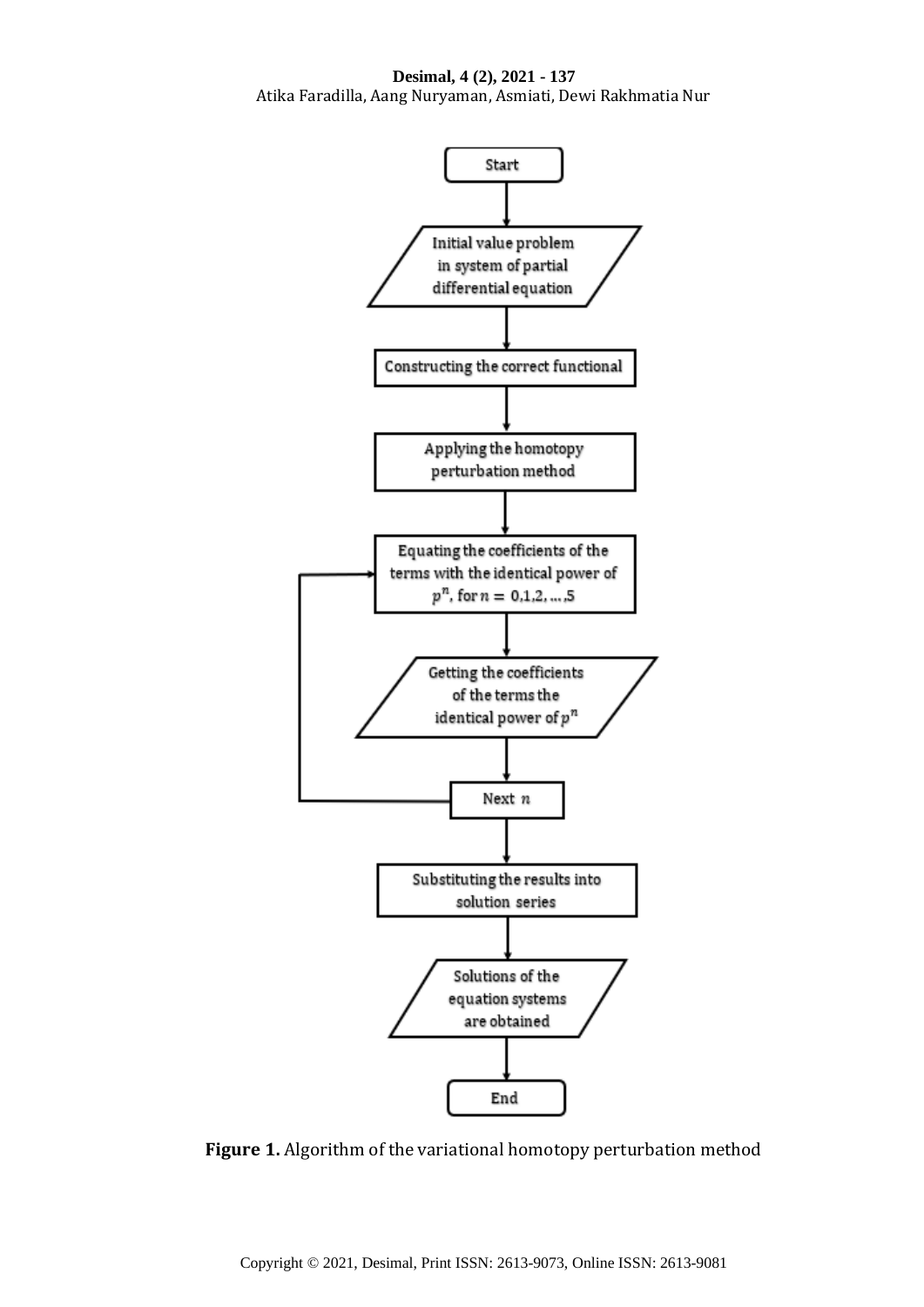Start

Initial value problem in system of partial differential equation

Constructing the correct functional

Applying the homotopy perturbation method

Equating the coefficients of the terms with the identical power of $p^n$, for $n = 0,1,2,\ldots,5$

Getting the coefficients of the terms the identical power of $p^n$

Next $n$

Substituting the results into solution series

Solutions of the equation systems are obtained

End

**Figure 1.** Algorithm of the variational homotopy perturbation method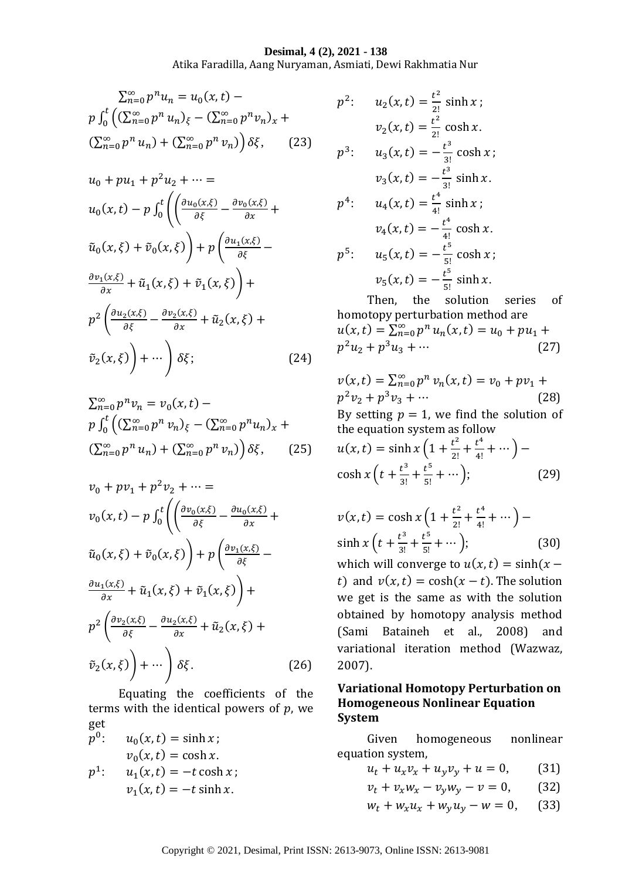$$\sum_{n=0}^{\infty} p^n u_n = u_0(x,t) - p\int_0^t \left( (\sum_{n=0}^{\infty} p^n u_n)_\xi - (\sum_{n=0}^{\infty} p^n v_n)_x + (\sum_{n=0}^{\infty} p^n u_n) + (\sum_{n=0}^{\infty} p^n v_n) \right) \delta\xi, \qquad (23)$$

$$u_0 + pu_1 + p^2u_2 + \cdots = u_0(x,t) - p\int_0^t \left( \left( \frac{\partial u_0(x,\xi)}{\partial \xi} - \frac{\partial v_0(x,\xi)}{\partial x} + \tilde{u}_0(x,\xi) + \tilde{v}_0(x,\xi) \right) + p\left( \frac{\partial u_1(x,\xi)}{\partial \xi} - \frac{\partial v_1(x,\xi)}{\partial x} + \tilde{u}_1(x,\xi) + \tilde{v}_1(x,\xi) \right) + p^2\left( \frac{\partial u_2(x,\xi)}{\partial \xi} - \frac{\partial v_2(x,\xi)}{\partial x} + \tilde{u}_2(x,\xi) + \tilde{v}_2(x,\xi) \right) + \cdots \right) \delta\xi; \qquad (24)$$

$$\sum_{n=0}^{\infty} p^n v_n = v_0(x,t) - p\int_0^t \left( (\sum_{n=0}^{\infty} p^n v_n)_\xi - (\sum_{n=0}^{\infty} p^n u_n)_x + (\sum_{n=0}^{\infty} p^n u_n) + (\sum_{n=0}^{\infty} p^n v_n) \right) \delta\xi, \qquad (25)$$

$$v_0 + pv_1 + p^2v_2 + \cdots = v_0(x,t) - p\int_0^t \left( \left( \frac{\partial v_0(x,\xi)}{\partial \xi} - \frac{\partial u_0(x,\xi)}{\partial x} + \tilde{u}_0(x,\xi) + \tilde{v}_0(x,\xi) \right) + p\left( \frac{\partial v_1(x,\xi)}{\partial \xi} - \frac{\partial u_1(x,\xi)}{\partial x} + \tilde{u}_1(x,\xi) + \tilde{v}_1(x,\xi) \right) + p^2\left( \frac{\partial v_2(x,\xi)}{\partial \xi} - \frac{\partial u_2(x,\xi)}{\partial x} + \tilde{u}_2(x,\xi) + \tilde{v}_2(x,\xi) \right) + \cdots \right) \delta\xi. \qquad (26)$$

Equating the coefficients of the terms with the identical powers of $p$, we get

$p^0$: $u_0(x,t) = \sinh x$;
$v_0(x,t) = \cosh x$.

$p^1$: $u_1(x,t) = -t\cosh x$;
$v_1(x,t) = -t\sinh x$.

$p^2$: $u_2(x,t) = \frac{t^2}{2!}\sinh x$;
$v_2(x,t) = \frac{t^2}{2!}\cosh x$.

$p^3$: $u_3(x,t) = -\frac{t^3}{3!}\cosh x$;
$v_3(x,t) = -\frac{t^3}{3!}\sinh x$.

$p^4$: $u_4(x,t) = \frac{t^4}{4!}\sinh x$;
$v_4(x,t) = -\frac{t^4}{4!}\cosh x$.

$p^5$: $u_5(x,t) = -\frac{t^5}{5!}\cosh x$;
$v_5(x,t) = -\frac{t^5}{5!}\sinh x$.

Then, the solution series of homotopy perturbation method are

$$u(x,t) = \sum_{n=0}^{\infty} p^n u_n(x,t) = u_0 + pu_1 + p^2u_2 + p^3u_3 + \cdots \qquad (27)$$

$$v(x,t) = \sum_{n=0}^{\infty} p^n v_n(x,t) = v_0 + pv_1 + p^2v_2 + p^3v_3 + \cdots \qquad (28)$$

By setting $p = 1$, we find the solution of the equation system as follow

$$u(x,t) = \sinh x\left(1 + \frac{t^2}{2!} + \frac{t^4}{4!} + \cdots\right) - \cosh x\left(t + \frac{t^3}{3!} + \frac{t^5}{5!} + \cdots\right); \qquad (29)$$

$$v(x,t) = \cosh x\left(1 + \frac{t^2}{2!} + \frac{t^4}{4!} + \cdots\right) - \sinh x\left(t + \frac{t^3}{3!} + \frac{t^5}{5!} + \cdots\right); \qquad (30)$$

which will converge to $u(x,t) = \sinh(x - t)$ and $v(x,t) = \cosh(x - t)$. The solution we get is the same as with the solution obtained by homotopy analysis method (Sami Bataineh et al., 2008) and variational iteration method (Wazwaz, 2007).

### Variational Homotopy Perturbation on Homogeneous Nonlinear Equation System

Given homogeneous nonlinear equation system,

$$u_t + u_x v_x + u_y v_y + u = 0, \qquad (31)$$

$$v_t + v_x w_x - v_y w_y - v = 0, \qquad (32)$$

$$w_t + w_x u_x + w_y u_y - w = 0, \qquad (33)$$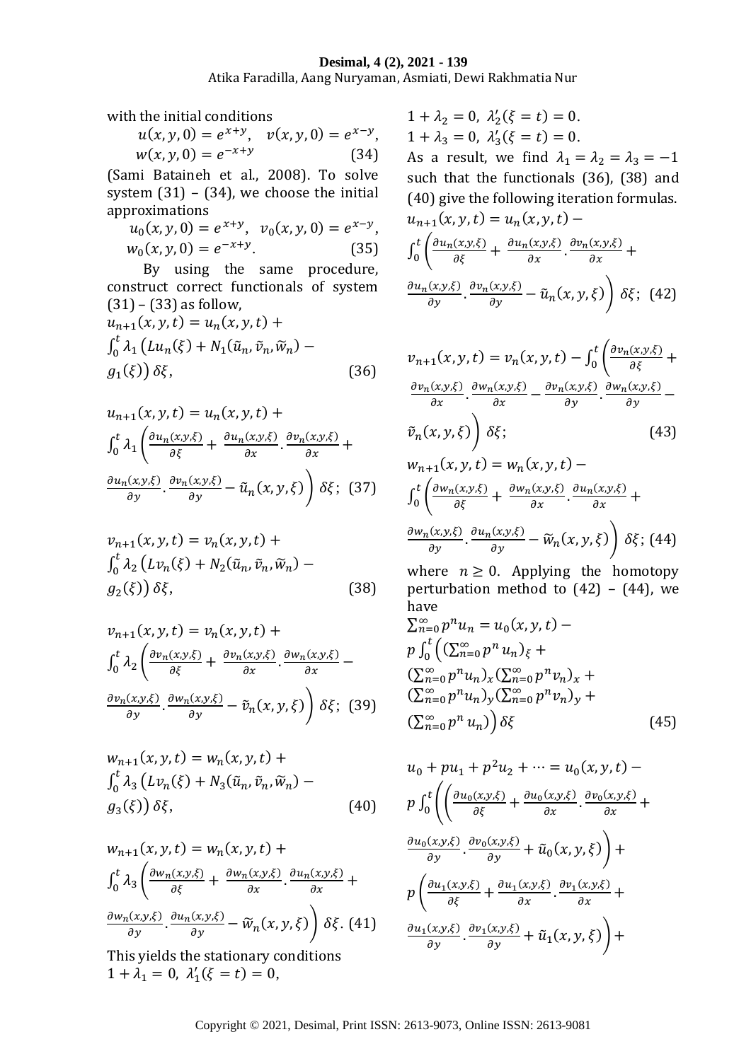with the initial conditions

$$u(x,y,0) = e^{x+y}, \quad v(x,y,0) = e^{x-y},$$
$$w(x,y,0) = e^{-x+y} \qquad (34)$$

(Sami Bataineh et al., 2008). To solve system (31) – (34), we choose the initial approximations

$$u_0(x,y,0) = e^{x+y}, \quad v_0(x,y,0) = e^{x-y},$$
$$w_0(x,y,0) = e^{-x+y}. \qquad (35)$$

By using the same procedure, construct correct functionals of system (31) – (33) as follow,

$$u_{n+1}(x,y,t) = u_n(x,y,t) + \int_0^t \lambda_1 \left( Lu_n(\xi) + N_1(\tilde{u}_n, \tilde{v}_n, \widetilde{w}_n) - g_1(\xi) \right) \delta\xi, \qquad (36)$$

$$u_{n+1}(x,y,t) = u_n(x,y,t) + \int_0^t \lambda_1 \left( \frac{\partial u_n(x,y,\xi)}{\partial \xi} + \frac{\partial u_n(x,y,\xi)}{\partial x} \cdot \frac{\partial v_n(x,y,\xi)}{\partial x} + \frac{\partial u_n(x,y,\xi)}{\partial y} \cdot \frac{\partial v_n(x,y,\xi)}{\partial y} - \tilde{u}_n(x,y,\xi) \right) \delta\xi; \quad (37)$$

$$v_{n+1}(x,y,t) = v_n(x,y,t) + \int_0^t \lambda_2 \left( Lv_n(\xi) + N_2(\tilde{u}_n, \tilde{v}_n, \widetilde{w}_n) - g_2(\xi) \right) \delta\xi, \qquad (38)$$

$$v_{n+1}(x,y,t) = v_n(x,y,t) + \int_0^t \lambda_2 \left( \frac{\partial v_n(x,y,\xi)}{\partial \xi} + \frac{\partial v_n(x,y,\xi)}{\partial x} \cdot \frac{\partial w_n(x,y,\xi)}{\partial x} - \frac{\partial v_n(x,y,\xi)}{\partial y} \cdot \frac{\partial w_n(x,y,\xi)}{\partial y} - \tilde{v}_n(x,y,\xi) \right) \delta\xi; \quad (39)$$

$$w_{n+1}(x,y,t) = w_n(x,y,t) + \int_0^t \lambda_3 \left( Lv_n(\xi) + N_3(\tilde{u}_n, \tilde{v}_n, \widetilde{w}_n) - g_3(\xi) \right) \delta\xi, \qquad (40)$$

$$w_{n+1}(x,y,t) = w_n(x,y,t) + \int_0^t \lambda_3 \left( \frac{\partial w_n(x,y,\xi)}{\partial \xi} + \frac{\partial w_n(x,y,\xi)}{\partial x} \cdot \frac{\partial u_n(x,y,\xi)}{\partial x} + \frac{\partial w_n(x,y,\xi)}{\partial y} \cdot \frac{\partial u_n(x,y,\xi)}{\partial y} - \widetilde{w}_n(x,y,\xi) \right) \delta\xi. \quad (41)$$

This yields the stationary conditions

$1 + \lambda_1 = 0, \; \lambda_1'(\xi = t) = 0,$

$1 + \lambda_2 = 0, \; \lambda_2'(\xi = t) = 0.$

$1 + \lambda_3 = 0, \; \lambda_3'(\xi = t) = 0.$

As a result, we find $\lambda_1 = \lambda_2 = \lambda_3 = -1$ such that the functionals (36), (38) and (40) give the following iteration formulas.

$$u_{n+1}(x,y,t) = u_n(x,y,t) - \int_0^t \left( \frac{\partial u_n(x,y,\xi)}{\partial \xi} + \frac{\partial u_n(x,y,\xi)}{\partial x} \cdot \frac{\partial v_n(x,y,\xi)}{\partial x} + \frac{\partial u_n(x,y,\xi)}{\partial y} \cdot \frac{\partial v_n(x,y,\xi)}{\partial y} - \tilde{u}_n(x,y,\xi) \right) \delta\xi; \quad (42)$$

$$v_{n+1}(x,y,t) = v_n(x,y,t) - \int_0^t \left( \frac{\partial v_n(x,y,\xi)}{\partial \xi} + \frac{\partial v_n(x,y,\xi)}{\partial x} \cdot \frac{\partial w_n(x,y,\xi)}{\partial x} - \frac{\partial v_n(x,y,\xi)}{\partial y} \cdot \frac{\partial w_n(x,y,\xi)}{\partial y} - \tilde{v}_n(x,y,\xi) \right) \delta\xi; \quad (43)$$

$$w_{n+1}(x,y,t) = w_n(x,y,t) - \int_0^t \left( \frac{\partial w_n(x,y,\xi)}{\partial \xi} + \frac{\partial w_n(x,y,\xi)}{\partial x} \cdot \frac{\partial u_n(x,y,\xi)}{\partial x} + \frac{\partial w_n(x,y,\xi)}{\partial y} \cdot \frac{\partial u_n(x,y,\xi)}{\partial y} - \widetilde{w}_n(x,y,\xi) \right) \delta\xi; \quad (44)$$

where $n \geq 0$. Applying the homotopy perturbation method to (42) – (44), we have

$$\sum_{n=0}^{\infty} p^n u_n = u_0(x,y,t) - p \int_0^t \Big( \big(\textstyle\sum_{n=0}^{\infty} p^n u_n\big)_\xi + \big(\sum_{n=0}^{\infty} p^n u_n\big)_x \big(\sum_{n=0}^{\infty} p^n v_n\big)_x + \big(\sum_{n=0}^{\infty} p^n u_n\big)_y \big(\sum_{n=0}^{\infty} p^n v_n\big)_y + \big(\sum_{n=0}^{\infty} p^n u_n\big) \Big) \delta\xi \qquad (45)$$

$$u_0 + pu_1 + p^2 u_2 + \cdots = u_0(x,y,t) - p \int_0^t \left( \left( \frac{\partial u_0(x,y,\xi)}{\partial \xi} + \frac{\partial u_0(x,y,\xi)}{\partial x} \cdot \frac{\partial v_0(x,y,\xi)}{\partial x} + \frac{\partial u_0(x,y,\xi)}{\partial y} \cdot \frac{\partial v_0(x,y,\xi)}{\partial y} + \tilde{u}_0(x,y,\xi) \right) + p \left( \frac{\partial u_1(x,y,\xi)}{\partial \xi} + \frac{\partial u_1(x,y,\xi)}{\partial x} \cdot \frac{\partial v_1(x,y,\xi)}{\partial x} + \frac{\partial u_1(x,y,\xi)}{\partial y} \cdot \frac{\partial v_1(x,y,\xi)}{\partial y} + \tilde{u}_1(x,y,\xi) \right) + \right.$$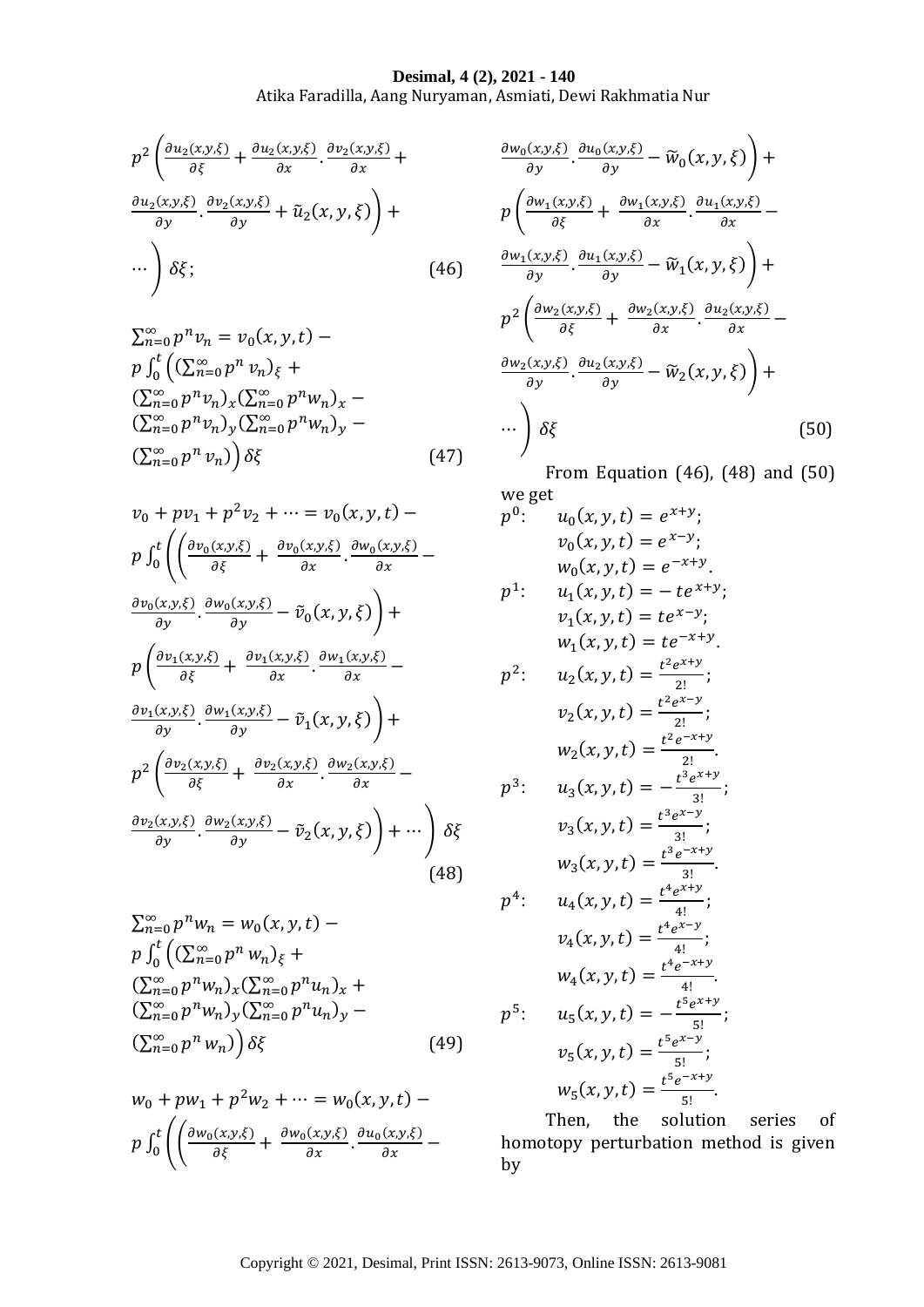$$p^2\left(\frac{\partial u_2(x,y,\xi)}{\partial \xi}+\frac{\partial u_2(x,y,\xi)}{\partial x}\cdot\frac{\partial v_2(x,y,\xi)}{\partial x}+\frac{\partial u_2(x,y,\xi)}{\partial y}\cdot\frac{\partial v_2(x,y,\xi)}{\partial y}+\tilde{u}_2(x,y,\xi)\right)+\cdots\Bigg)\delta\xi; \tag{46}$$

$$\sum_{n=0}^{\infty} p^n v_n = v_0(x,y,t) - p\int_0^t \Big(\left(\sum_{n=0}^{\infty} p^n v_n\right)_\xi + \left(\sum_{n=0}^{\infty} p^n v_n\right)_x \left(\sum_{n=0}^{\infty} p^n w_n\right)_x - \left(\sum_{n=0}^{\infty} p^n v_n\right)_y \left(\sum_{n=0}^{\infty} p^n w_n\right)_y - \left(\sum_{n=0}^{\infty} p^n v_n\right)\Big)\delta\xi \tag{47}$$

$$v_0 + pv_1 + p^2 v_2 + \cdots = v_0(x,y,t) - p\int_0^t \Bigg(\left(\frac{\partial v_0(x,y,\xi)}{\partial \xi}+\frac{\partial v_0(x,y,\xi)}{\partial x}\cdot\frac{\partial w_0(x,y,\xi)}{\partial x}-\frac{\partial v_0(x,y,\xi)}{\partial y}\cdot\frac{\partial w_0(x,y,\xi)}{\partial y}-\tilde{v}_0(x,y,\xi)\right)+ p\left(\frac{\partial v_1(x,y,\xi)}{\partial \xi}+\frac{\partial v_1(x,y,\xi)}{\partial x}\cdot\frac{\partial w_1(x,y,\xi)}{\partial x}-\frac{\partial v_1(x,y,\xi)}{\partial y}\cdot\frac{\partial w_1(x,y,\xi)}{\partial y}-\tilde{v}_1(x,y,\xi)\right)+ p^2\left(\frac{\partial v_2(x,y,\xi)}{\partial \xi}+\frac{\partial v_2(x,y,\xi)}{\partial x}\cdot\frac{\partial w_2(x,y,\xi)}{\partial x}-\frac{\partial v_2(x,y,\xi)}{\partial y}\cdot\frac{\partial w_2(x,y,\xi)}{\partial y}-\tilde{v}_2(x,y,\xi)\right)+\cdots\Bigg)\delta\xi \tag{48}$$

$$\sum_{n=0}^{\infty} p^n w_n = w_0(x,y,t) - p\int_0^t \Big(\left(\sum_{n=0}^{\infty} p^n w_n\right)_\xi + \left(\sum_{n=0}^{\infty} p^n w_n\right)_x \left(\sum_{n=0}^{\infty} p^n u_n\right)_x + \left(\sum_{n=0}^{\infty} p^n w_n\right)_y \left(\sum_{n=0}^{\infty} p^n u_n\right)_y - \left(\sum_{n=0}^{\infty} p^n w_n\right)\Big)\delta\xi \tag{49}$$

$$w_0 + pw_1 + p^2 w_2 + \cdots = w_0(x,y,t) - p\int_0^t \Bigg(\left(\frac{\partial w_0(x,y,\xi)}{\partial \xi}+\frac{\partial w_0(x,y,\xi)}{\partial x}\cdot\frac{\partial u_0(x,y,\xi)}{\partial x}-\frac{\partial w_0(x,y,\xi)}{\partial y}\cdot\frac{\partial u_0(x,y,\xi)}{\partial y}-\tilde{w}_0(x,y,\xi)\right)+ p\left(\frac{\partial w_1(x,y,\xi)}{\partial \xi}+\frac{\partial w_1(x,y,\xi)}{\partial x}\cdot\frac{\partial u_1(x,y,\xi)}{\partial x}-\frac{\partial w_1(x,y,\xi)}{\partial y}\cdot\frac{\partial u_1(x,y,\xi)}{\partial y}-\tilde{w}_1(x,y,\xi)\right)+ p^2\left(\frac{\partial w_2(x,y,\xi)}{\partial \xi}+\frac{\partial w_2(x,y,\xi)}{\partial x}\cdot\frac{\partial u_2(x,y,\xi)}{\partial x}-\frac{\partial w_2(x,y,\xi)}{\partial y}\cdot\frac{\partial u_2(x,y,\xi)}{\partial y}-\tilde{w}_2(x,y,\xi)\right)+\cdots\Bigg)\delta\xi \tag{50}$$

From Equation (46), (48) and (50) we get

$p^0$: $u_0(x,y,t) = e^{x+y}$;
$v_0(x,y,t) = e^{x-y}$;
$w_0(x,y,t) = e^{-x+y}$.

$p^1$: $u_1(x,y,t) = -te^{x+y}$;
$v_1(x,y,t) = te^{x-y}$;
$w_1(x,y,t) = te^{-x+y}$.

$p^2$: $u_2(x,y,t) = \frac{t^2 e^{x+y}}{2!}$;
$v_2(x,y,t) = \frac{t^2 e^{x-y}}{2!}$;
$w_2(x,y,t) = \frac{t^2 e^{-x+y}}{2!}$.

$p^3$: $u_3(x,y,t) = -\frac{t^3 e^{x+y}}{3!}$;
$v_3(x,y,t) = \frac{t^3 e^{x-y}}{3!}$;
$w_3(x,y,t) = \frac{t^3 e^{-x+y}}{3!}$.

$p^4$: $u_4(x,y,t) = \frac{t^4 e^{x+y}}{4!}$;
$v_4(x,y,t) = \frac{t^4 e^{x-y}}{4!}$;
$w_4(x,y,t) = \frac{t^4 e^{-x+y}}{4!}$.

$p^5$: $u_5(x,y,t) = -\frac{t^5 e^{x+y}}{5!}$;
$v_5(x,y,t) = \frac{t^5 e^{x-y}}{5!}$;
$w_5(x,y,t) = \frac{t^5 e^{-x+y}}{5!}$.

Then, the solution series of homotopy perturbation method is given by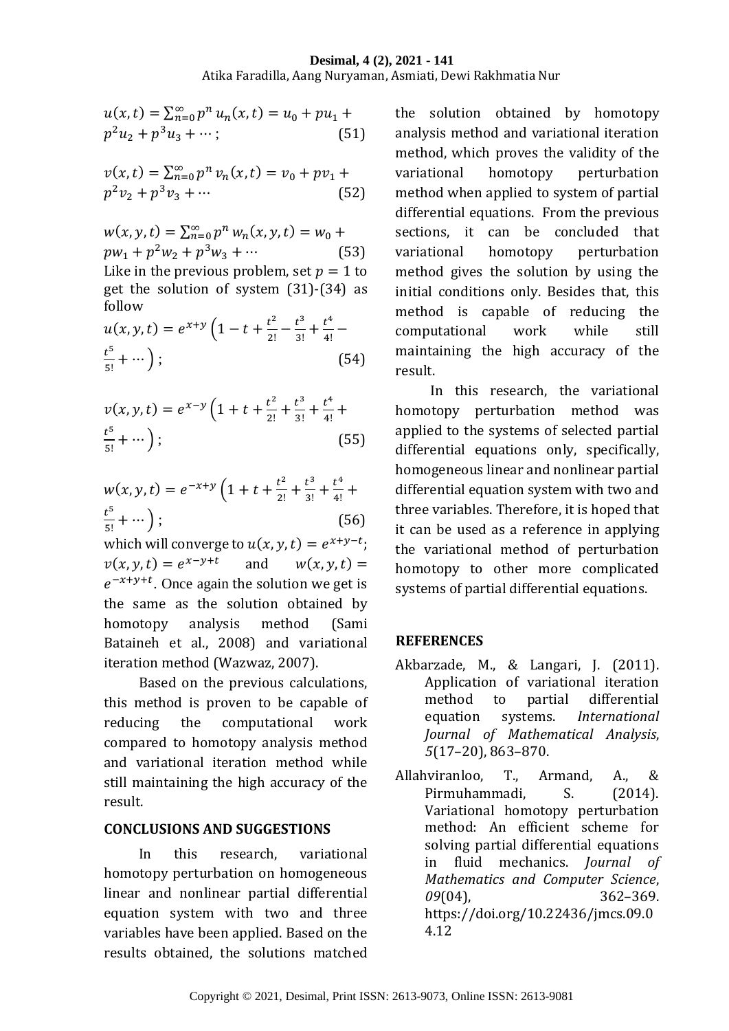$$u(x,t) = \sum_{n=0}^{\infty} p^n u_n(x,t) = u_0 + pu_1 + p^2 u_2 + p^3 u_3 + \cdots; \quad (51)$$

$$v(x,t) = \sum_{n=0}^{\infty} p^n v_n(x,t) = v_0 + pv_1 + p^2 v_2 + p^3 v_3 + \cdots \quad (52)$$

$$w(x,y,t) = \sum_{n=0}^{\infty} p^n w_n(x,y,t) = w_0 + pw_1 + p^2 w_2 + p^3 w_3 + \cdots \quad (53)$$

Like in the previous problem, set $p = 1$ to get the solution of system (31)-(34) as follow

$$u(x,y,t) = e^{x+y}\left(1 - t + \frac{t^2}{2!} - \frac{t^3}{3!} + \frac{t^4}{4!} - \frac{t^5}{5!} + \cdots\right); \quad (54)$$

$$v(x,y,t) = e^{x-y}\left(1 + t + \frac{t^2}{2!} + \frac{t^3}{3!} + \frac{t^4}{4!} + \frac{t^5}{5!} + \cdots\right); \quad (55)$$

$$w(x,y,t) = e^{-x+y}\left(1 + t + \frac{t^2}{2!} + \frac{t^3}{3!} + \frac{t^4}{4!} + \frac{t^5}{5!} + \cdots\right); \quad (56)$$

which will converge to $u(x,y,t) = e^{x+y-t}$; $v(x,y,t) = e^{x-y+t}$ and $w(x,y,t) = e^{-x+y+t}$. Once again the solution we get is the same as the solution obtained by homotopy analysis method (Sami Bataineh et al., 2008) and variational iteration method (Wazwaz, 2007).

Based on the previous calculations, this method is proven to be capable of reducing the computational work compared to homotopy analysis method and variational iteration method while still maintaining the high accuracy of the result.

## CONCLUSIONS AND SUGGESTIONS

In this research, variational homotopy perturbation on homogeneous linear and nonlinear partial differential equation system with two and three variables have been applied. Based on the results obtained, the solutions matched the solution obtained by homotopy analysis method and variational iteration method, which proves the validity of the variational homotopy perturbation method when applied to system of partial differential equations. From the previous sections, it can be concluded that variational homotopy perturbation method gives the solution by using the initial conditions only. Besides that, this method is capable of reducing the computational work while still maintaining the high accuracy of the result.

In this research, the variational homotopy perturbation method was applied to the systems of selected partial differential equations only, specifically, homogeneous linear and nonlinear partial differential equation system with two and three variables. Therefore, it is hoped that it can be used as a reference in applying the variational method of perturbation homotopy to other more complicated systems of partial differential equations.

## REFERENCES

Akbarzade, M., & Langari, J. (2011). Application of variational iteration method to partial differential equation systems. *International Journal of Mathematical Analysis*, *5*(17–20), 863–870.

Allahviranloo, T., Armand, A., & Pirmuhammadi, S. (2014). Variational homotopy perturbation method: An efficient scheme for solving partial differential equations in fluid mechanics. *Journal of Mathematics and Computer Science*, *09*(04), 362–369. https://doi.org/10.22436/jmcs.09.04.12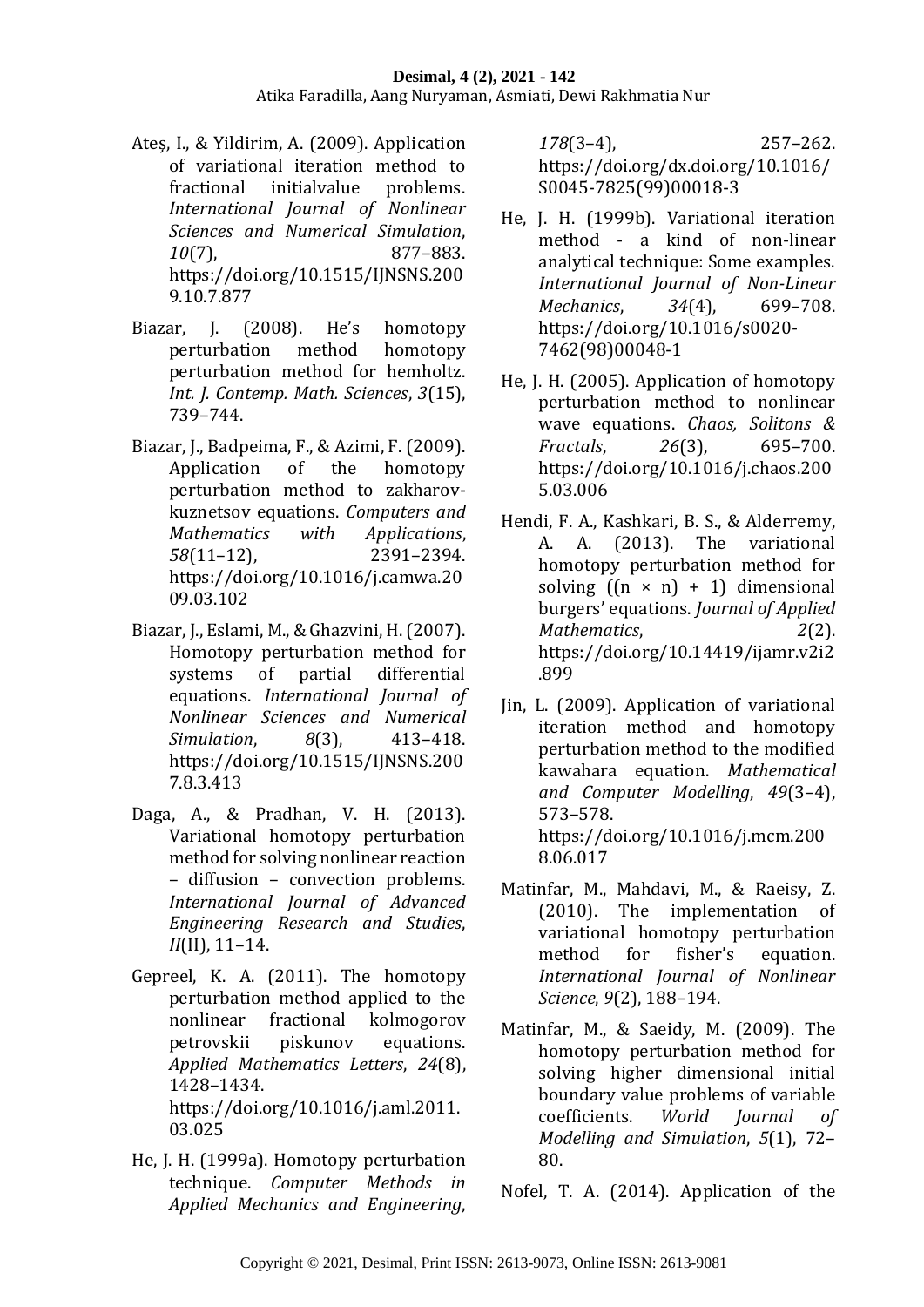Ateş, I., & Yildirim, A. (2009). Application of variational iteration method to fractional initialvalue problems. *International Journal of Nonlinear Sciences and Numerical Simulation*, *10*(7), 877–883. https://doi.org/10.1515/IJNSNS.2009.10.7.877

Biazar, J. (2008). He's homotopy perturbation method homotopy perturbation method for hemholtz. *Int. J. Contemp. Math. Sciences*, *3*(15), 739–744.

Biazar, J., Badpeima, F., & Azimi, F. (2009). Application of the homotopy perturbation method to zakharov-kuznetsov equations. *Computers and Mathematics with Applications*, *58*(11–12), 2391–2394. https://doi.org/10.1016/j.camwa.2009.03.102

Biazar, J., Eslami, M., & Ghazvini, H. (2007). Homotopy perturbation method for systems of partial differential equations. *International Journal of Nonlinear Sciences and Numerical Simulation*, *8*(3), 413–418. https://doi.org/10.1515/IJNSNS.2007.8.3.413

Daga, A., & Pradhan, V. H. (2013). Variational homotopy perturbation method for solving nonlinear reaction – diffusion – convection problems. *International Journal of Advanced Engineering Research and Studies*, *II*(II), 11–14.

Gepreel, K. A. (2011). The homotopy perturbation method applied to the nonlinear fractional kolmogorov petrovskii piskunov equations. *Applied Mathematics Letters*, *24*(8), 1428–1434. https://doi.org/10.1016/j.aml.2011.03.025

He, J. H. (1999a). Homotopy perturbation technique. *Computer Methods in Applied Mechanics and Engineering*, *178*(3–4), 257–262. https://doi.org/dx.doi.org/10.1016/S0045-7825(99)00018-3

He, J. H. (1999b). Variational iteration method - a kind of non-linear analytical technique: Some examples. *International Journal of Non-Linear Mechanics*, *34*(4), 699–708. https://doi.org/10.1016/s0020-7462(98)00048-1

He, J. H. (2005). Application of homotopy perturbation method to nonlinear wave equations. *Chaos, Solitons & Fractals*, *26*(3), 695–700. https://doi.org/10.1016/j.chaos.2005.03.006

Hendi, F. A., Kashkari, B. S., & Alderremy, A. A. (2013). The variational homotopy perturbation method for solving $((n \times n) + 1)$ dimensional burgers' equations. *Journal of Applied Mathematics*, *2*(2). https://doi.org/10.14419/ijamr.v2i2.899

Jin, L. (2009). Application of variational iteration method and homotopy perturbation method to the modified kawahara equation. *Mathematical and Computer Modelling*, *49*(3–4), 573–578. https://doi.org/10.1016/j.mcm.2008.06.017

Matinfar, M., Mahdavi, M., & Raeisy, Z. (2010). The implementation of variational homotopy perturbation method for fisher's equation. *International Journal of Nonlinear Science*, *9*(2), 188–194.

Matinfar, M., & Saeidy, M. (2009). The homotopy perturbation method for solving higher dimensional initial boundary value problems of variable coefficients. *World Journal of Modelling and Simulation*, *5*(1), 72–80.

Nofel, T. A. (2014). Application of the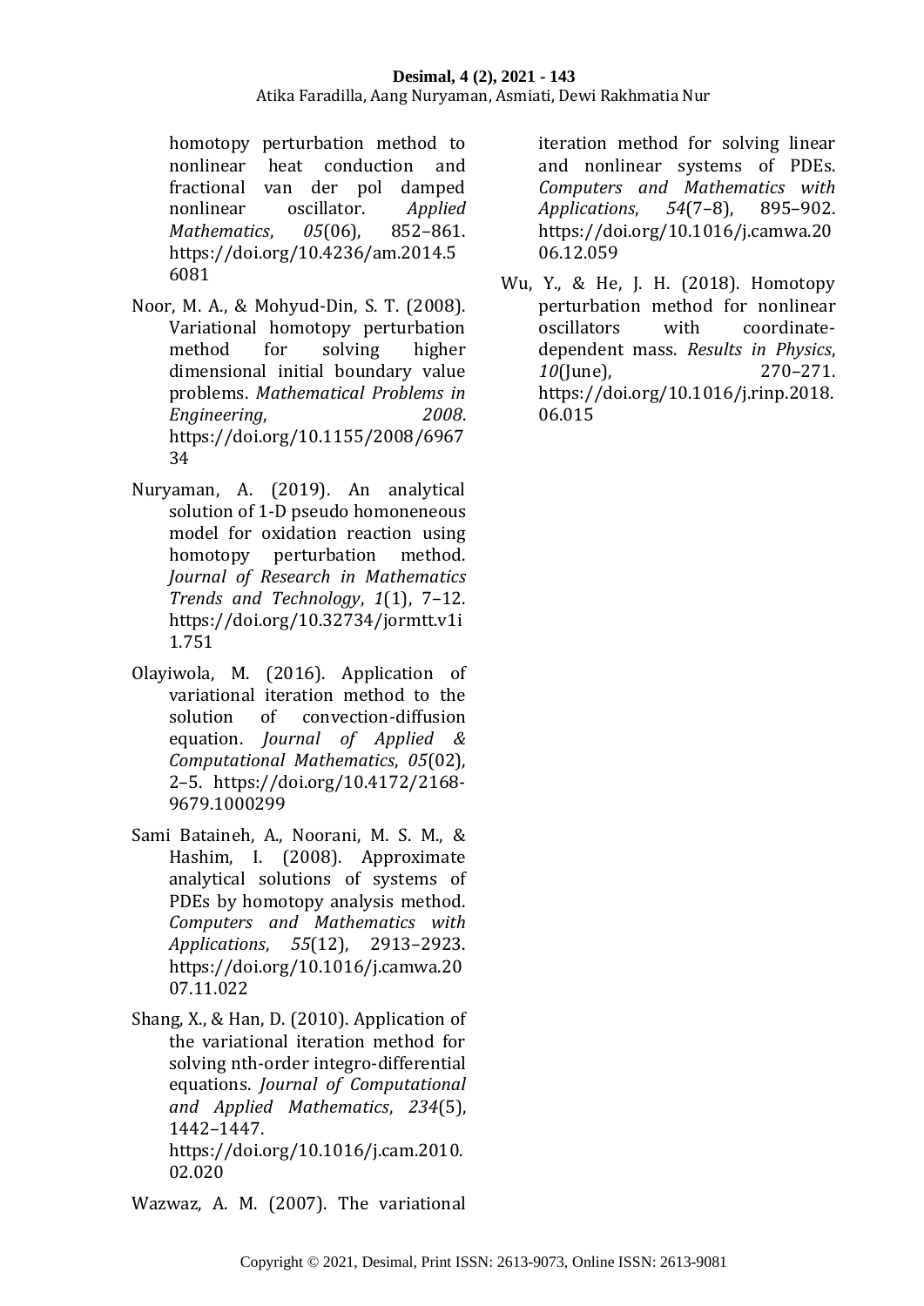homotopy perturbation method to nonlinear heat conduction and fractional van der pol damped nonlinear oscillator. *Applied Mathematics*, *05*(06), 852–861. https://doi.org/10.4236/am.2014.56081

Noor, M. A., & Mohyud-Din, S. T. (2008). Variational homotopy perturbation method for solving higher dimensional initial boundary value problems. *Mathematical Problems in Engineering*, *2008*. https://doi.org/10.1155/2008/696734

Nuryaman, A. (2019). An analytical solution of 1-D pseudo homoneneous model for oxidation reaction using homotopy perturbation method. *Journal of Research in Mathematics Trends and Technology*, *1*(1), 7–12. https://doi.org/10.32734/jormtt.v1i1.751

Olayiwola, M. (2016). Application of variational iteration method to the solution of convection-diffusion equation. *Journal of Applied & Computational Mathematics*, *05*(02), 2–5. https://doi.org/10.4172/2168-9679.1000299

Sami Bataineh, A., Noorani, M. S. M., & Hashim, I. (2008). Approximate analytical solutions of systems of PDEs by homotopy analysis method. *Computers and Mathematics with Applications*, *55*(12), 2913–2923. https://doi.org/10.1016/j.camwa.2007.11.022

Shang, X., & Han, D. (2010). Application of the variational iteration method for solving nth-order integro-differential equations. *Journal of Computational and Applied Mathematics*, *234*(5), 1442–1447. https://doi.org/10.1016/j.cam.2010.02.020

Wazwaz, A. M. (2007). The variational iteration method for solving linear and nonlinear systems of PDEs. *Computers and Mathematics with Applications*, *54*(7–8), 895–902. https://doi.org/10.1016/j.camwa.2006.12.059

Wu, Y., & He, J. H. (2018). Homotopy perturbation method for nonlinear oscillators with coordinate-dependent mass. *Results in Physics*, *10*(June), 270–271. https://doi.org/10.1016/j.rinp.2018.06.015